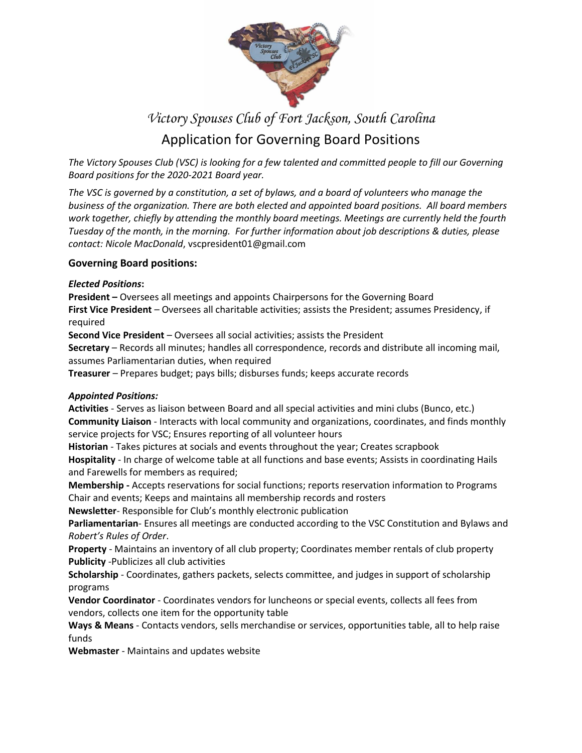# *Victory Spouses Club of Fort Jackson, South Carolina*

## Application for Governing Board Positions

*The Victory Spouses Club (VSC) is looking for a few talented and committed people to fill our Governing Board positions for the 2020-2021 Board year.*

*The VSC is governed by a constitution, a set of bylaws, and a board of volunteers who manage the business of the organization. There are both elected and appointed board positions. All board members work together, chiefly by attending the monthly board meetings. Meetings are currently held the fourth Tuesday of the month, in the morning. For further information about job descriptions & duties, please contact: Nicole MacDonald*, vscpresident01@gmail.com

### Governing Board positions:

***Elected Positions*:**

**President –** Oversees all meetings and appoints Chairpersons for the Governing Board
**First Vice President** – Oversees all charitable activities; assists the President; assumes Presidency, if required
**Second Vice President** – Oversees all social activities; assists the President
**Secretary** – Records all minutes; handles all correspondence, records and distribute all incoming mail, assumes Parliamentarian duties, when required
**Treasurer** – Prepares budget; pays bills; disburses funds; keeps accurate records

***Appointed Positions:***

**Activities** - Serves as liaison between Board and all special activities and mini clubs (Bunco, etc.)
**Community Liaison** - Interacts with local community and organizations, coordinates, and finds monthly service projects for VSC; Ensures reporting of all volunteer hours
**Historian** - Takes pictures at socials and events throughout the year; Creates scrapbook
**Hospitality** - In charge of welcome table at all functions and base events; Assists in coordinating Hails and Farewells for members as required;
**Membership -** Accepts reservations for social functions; reports reservation information to Programs Chair and events; Keeps and maintains all membership records and rosters
**Newsletter**- Responsible for Club's monthly electronic publication
**Parliamentarian**- Ensures all meetings are conducted according to the VSC Constitution and Bylaws and *Robert's Rules of Order*.
**Property** - Maintains an inventory of all club property; Coordinates member rentals of club property
**Publicity** -Publicizes all club activities
**Scholarship** - Coordinates, gathers packets, selects committee, and judges in support of scholarship programs
**Vendor Coordinator** - Coordinates vendors for luncheons or special events, collects all fees from vendors, collects one item for the opportunity table
**Ways & Means** - Contacts vendors, sells merchandise or services, opportunities table, all to help raise funds
**Webmaster** - Maintains and updates website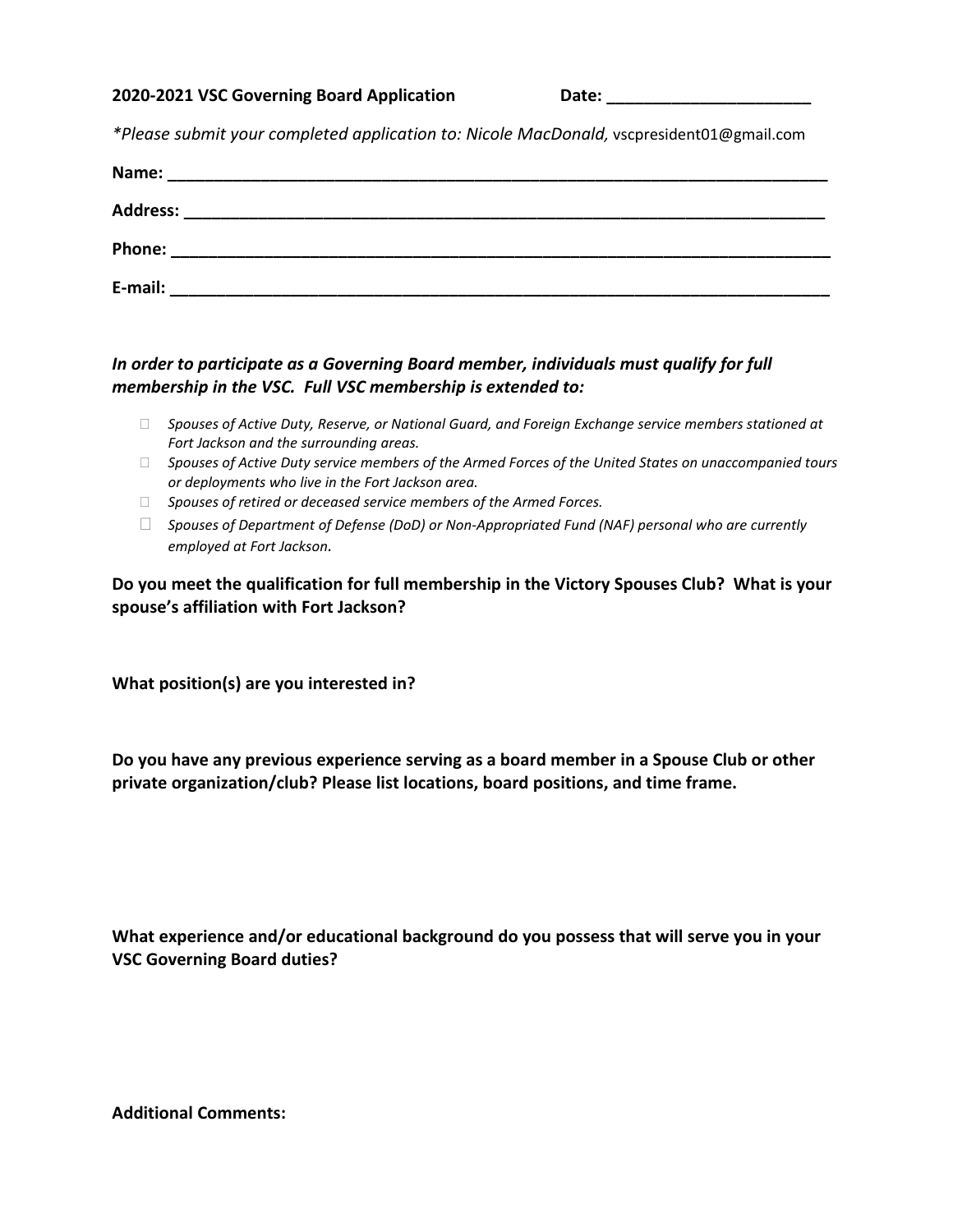**2020-2021 VSC Governing Board Application** **Date: ______________________**

*\*Please submit your completed application to: Nicole MacDonald,* vscpresident01@gmail.com

**Name: ___________________________________________________________________________**

**Address: _________________________________________________________________________**

**Phone: __________________________________________________________________________**

**E-mail: __________________________________________________________________________**

***In order to participate as a Governing Board member, individuals must qualify for full membership in the VSC. Full VSC membership is extended to:***

- *Spouses of Active Duty, Reserve, or National Guard, and Foreign Exchange service members stationed at Fort Jackson and the surrounding areas.*
- *Spouses of Active Duty service members of the Armed Forces of the United States on unaccompanied tours or deployments who live in the Fort Jackson area.*
- *Spouses of retired or deceased service members of the Armed Forces.*
- *Spouses of Department of Defense (DoD) or Non-Appropriated Fund (NAF) personal who are currently employed at Fort Jackson.*

**Do you meet the qualification for full membership in the Victory Spouses Club? What is your spouse's affiliation with Fort Jackson?**

**What position(s) are you interested in?**

**Do you have any previous experience serving as a board member in a Spouse Club or other private organization/club? Please list locations, board positions, and time frame.**

**What experience and/or educational background do you possess that will serve you in your VSC Governing Board duties?**

**Additional Comments:**